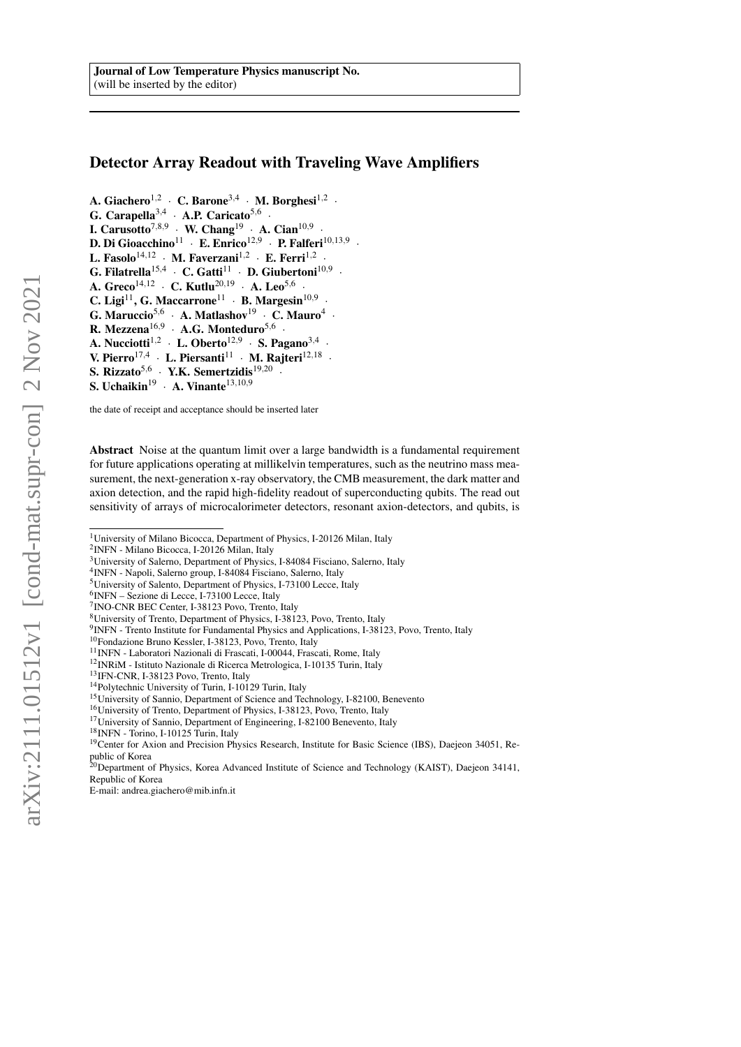Journal of Low Temperature Physics manuscript No.
(will be inserted by the editor)

# Detector Array Readout with Traveling Wave Amplifiers

**A. Giachero**[1,2] · **C. Barone**[3,4] · **M. Borghesi**[1,2] · **G. Carapella**[3,4] · **A.P. Caricato**[5,6] · **I. Carusotto**[7,8,9] · **W. Chang**[19] · **A. Cian**[10,9] · **D. Di Gioacchino**[11] · **E. Enrico**[12,9] · **P. Falferi**[10,13,9] · **L. Fasolo**[14,12] · **M. Faverzani**[1,2] · **E. Ferri**[1,2] · **G. Filatrella**[15,4] · **C. Gatti**[11] · **D. Giubertoni**[10,9] · **A. Greco**[14,12] · **C. Kutlu**[20,19] · **A. Leo**[5,6] · **C. Ligi**[11], **G. Maccarrone**[11] · **B. Margesin**[10,9] · **G. Maruccio**[5,6] · **A. Matlashov**[19] · **C. Mauro**[4] · **R. Mezzena**[16,9] · **A.G. Monteduro**[5,6] · **A. Nucciotti**[1,2] · **L. Oberto**[12,9] · **S. Pagano**[3,4] · **V. Pierro**[17,4] · **L. Piersanti**[11] · **M. Rajteri**[12,18] · **S. Rizzato**[5,6] · **Y.K. Semertzidis**[19,20] · **S. Uchaikin**[19] · **A. Vinante**[13,10,9]

the date of receipt and acceptance should be inserted later

**Abstract** Noise at the quantum limit over a large bandwidth is a fundamental requirement for future applications operating at millikelvin temperatures, such as the neutrino mass measurement, the next-generation x-ray observatory, the CMB measurement, the dark matter and axion detection, and the rapid high-fidelity readout of superconducting qubits. The read out sensitivity of arrays of microcalorimeter detectors, resonant axion-detectors, and qubits, is

[1]University of Milano Bicocca, Department of Physics, I-20126 Milan, Italy
[2]INFN - Milano Bicocca, I-20126 Milan, Italy
[3]University of Salerno, Department of Physics, I-84084 Fisciano, Salerno, Italy
[4]INFN - Napoli, Salerno group, I-84084 Fisciano, Salerno, Italy
[5]University of Salento, Department of Physics, I-73100 Lecce, Italy
[6]INFN – Sezione di Lecce, I-73100 Lecce, Italy
[7]INO-CNR BEC Center, I-38123 Povo, Trento, Italy
[8]University of Trento, Department of Physics, I-38123, Povo, Trento, Italy
[9]INFN - Trento Institute for Fundamental Physics and Applications, I-38123, Povo, Trento, Italy
[10]Fondazione Bruno Kessler, I-38123, Povo, Trento, Italy
[11]INFN - Laboratori Nazionali di Frascati, I-00044, Frascati, Rome, Italy
[12]INRiM - Istituto Nazionale di Ricerca Metrologica, I-10135 Turin, Italy
[13]IFN-CNR, I-38123 Povo, Trento, Italy
[14]Polytechnic University of Turin, I-10129 Turin, Italy
[15]University of Sannio, Department of Science and Technology, I-82100, Benevento
[16]University of Trento, Department of Physics, I-38123, Povo, Trento, Italy
[17]University of Sannio, Department of Engineering, I-82100 Benevento, Italy
[18]INFN - Torino, I-10125 Turin, Italy
[19]Center for Axion and Precision Physics Research, Institute for Basic Science (IBS), Daejeon 34051, Republic of Korea
[20]Department of Physics, Korea Advanced Institute of Science and Technology (KAIST), Daejeon 34141, Republic of Korea
E-mail: andrea.giachero@mib.infn.it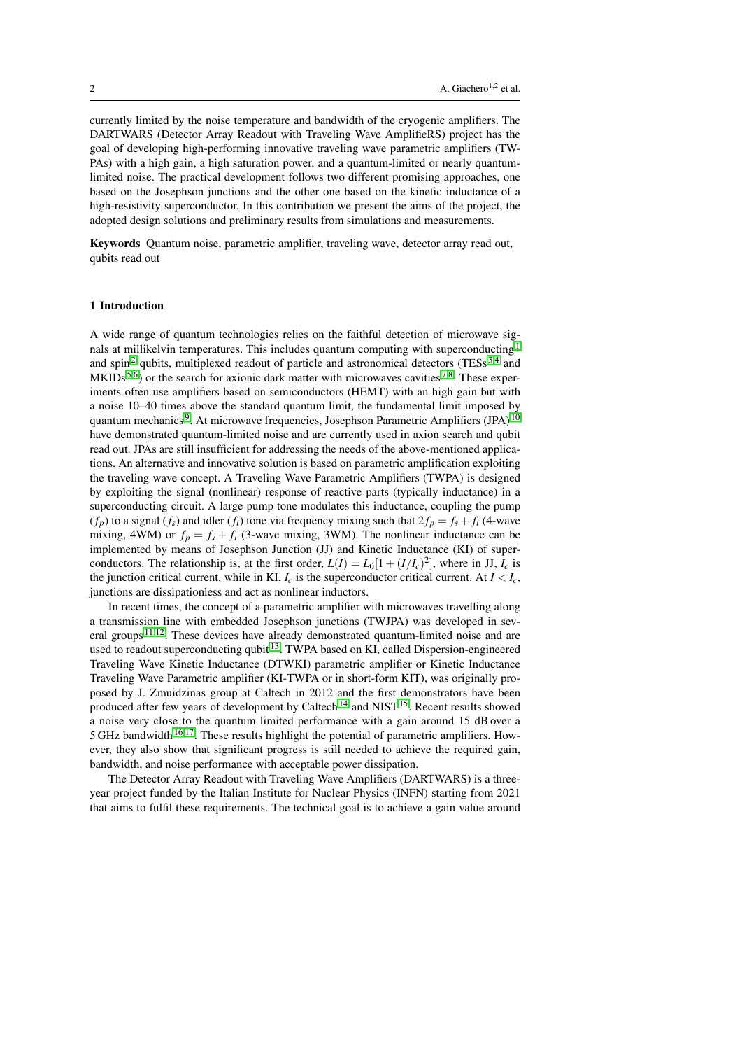currently limited by the noise temperature and bandwidth of the cryogenic amplifiers. The DARTWARS (Detector Array Readout with Traveling Wave AmplifieRS) project has the goal of developing high-performing innovative traveling wave parametric amplifiers (TWPAs) with a high gain, a high saturation power, and a quantum-limited or nearly quantum-limited noise. The practical development follows two different promising approaches, one based on the Josephson junctions and the other one based on the kinetic inductance of a high-resistivity superconductor. In this contribution we present the aims of the project, the adopted design solutions and preliminary results from simulations and measurements.

**Keywords** Quantum noise, parametric amplifier, traveling wave, detector array read out, qubits read out

## 1 Introduction

A wide range of quantum technologies relies on the faithful detection of microwave signals at millikelvin temperatures. This includes quantum computing with superconducting[1] and spin[2] qubits, multiplexed readout of particle and astronomical detectors (TESs[3,4] and MKIDs[5,6]) or the search for axionic dark matter with microwaves cavities[7,8]. These experiments often use amplifiers based on semiconductors (HEMT) with an high gain but with a noise 10–40 times above the standard quantum limit, the fundamental limit imposed by quantum mechanics[9]. At microwave frequencies, Josephson Parametric Amplifiers (JPA)[10] have demonstrated quantum-limited noise and are currently used in axion search and qubit read out. JPAs are still insufficient for addressing the needs of the above-mentioned applications. An alternative and innovative solution is based on parametric amplification exploiting the traveling wave concept. A Traveling Wave Parametric Amplifiers (TWPA) is designed by exploiting the signal (nonlinear) response of reactive parts (typically inductance) in a superconducting circuit. A large pump tone modulates this inductance, coupling the pump ($f_p$) to a signal ($f_s$) and idler ($f_i$) tone via frequency mixing such that $2f_p = f_s + f_i$ (4-wave mixing, 4WM) or $f_p = f_s + f_i$ (3-wave mixing, 3WM). The nonlinear inductance can be implemented by means of Josephson Junction (JJ) and Kinetic Inductance (KI) of superconductors. The relationship is, at the first order, $L(I) = L_0[1 + (I/I_c)^2]$, where in JJ, $I_c$ is the junction critical current, while in KI, $I_c$ is the superconductor critical current. At $I < I_c$, junctions are dissipationless and act as nonlinear inductors.

In recent times, the concept of a parametric amplifier with microwaves travelling along a transmission line with embedded Josephson junctions (TWJPA) was developed in several groups[11,12]. These devices have already demonstrated quantum-limited noise and are used to readout superconducting qubit[13]. TWPA based on KI, called Dispersion-engineered Traveling Wave Kinetic Inductance (DTWKI) parametric amplifier or Kinetic Inductance Traveling Wave Parametric amplifier (KI-TWPA or in short-form KIT), was originally proposed by J. Zmuidzinas group at Caltech in 2012 and the first demonstrators have been produced after few years of development by Caltech[14] and NIST[15]. Recent results showed a noise very close to the quantum limited performance with a gain around 15 dB over a 5 GHz bandwidth[16,17]. These results highlight the potential of parametric amplifiers. However, they also show that significant progress is still needed to achieve the required gain, bandwidth, and noise performance with acceptable power dissipation.

The Detector Array Readout with Traveling Wave Amplifiers (DARTWARS) is a three-year project funded by the Italian Institute for Nuclear Physics (INFN) starting from 2021 that aims to fulfil these requirements. The technical goal is to achieve a gain value around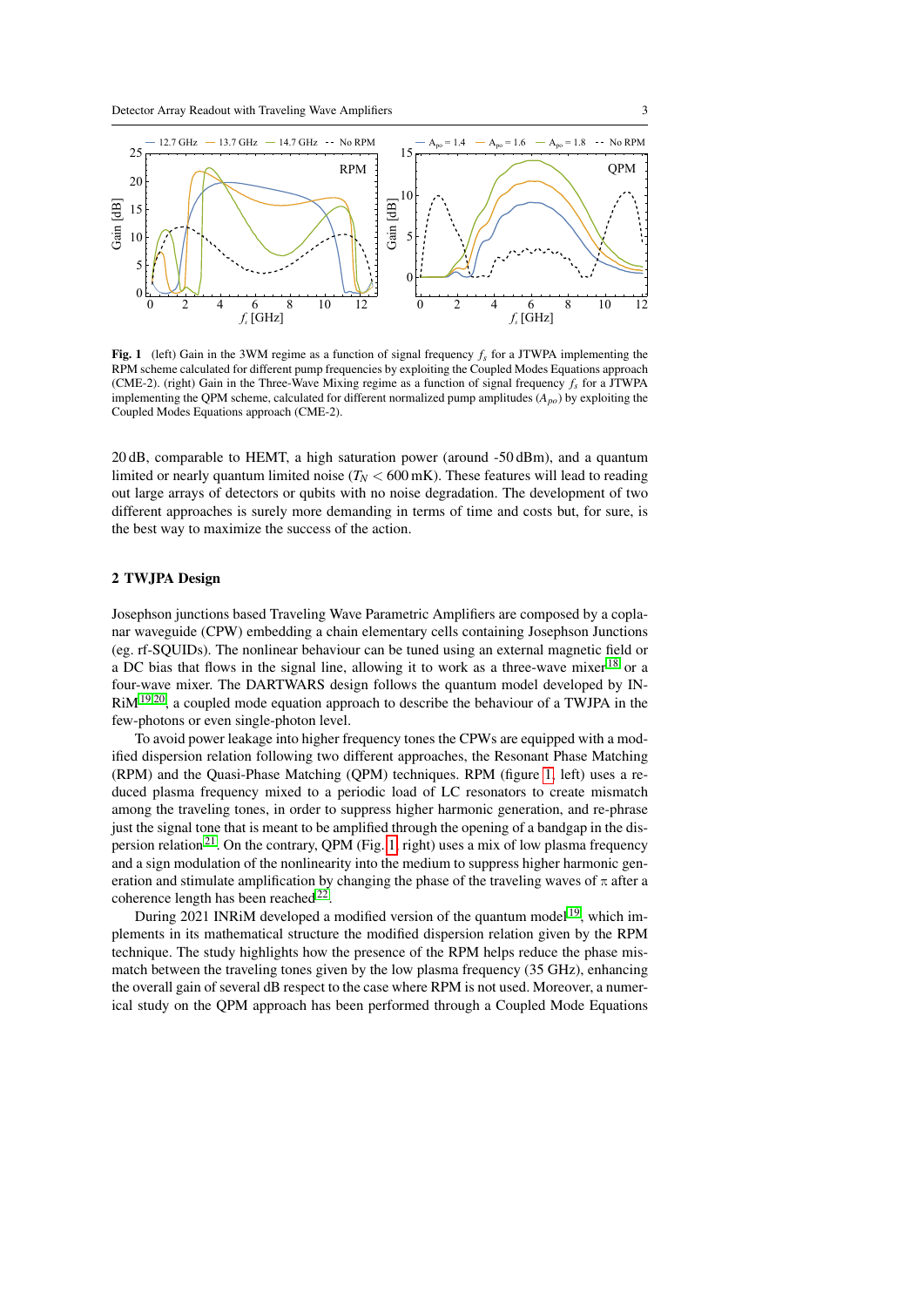**Fig. 1** (left) Gain in the 3WM regime as a function of signal frequency $f_s$ for a JTWPA implementing the RPM scheme calculated for different pump frequencies by exploiting the Coupled Modes Equations approach (CME-2). (right) Gain in the Three-Wave Mixing regime as a function of signal frequency $f_s$ for a JTWPA implementing the QPM scheme, calculated for different normalized pump amplitudes ($A_{po}$) by exploiting the Coupled Modes Equations approach (CME-2).

20 dB, comparable to HEMT, a high saturation power (around -50 dBm), and a quantum limited or nearly quantum limited noise ($T_N < 600$ mK). These features will lead to reading out large arrays of detectors or qubits with no noise degradation. The development of two different approaches is surely more demanding in terms of time and costs but, for sure, is the best way to maximize the success of the action.

## 2 TWJPA Design

Josephson junctions based Traveling Wave Parametric Amplifiers are composed by a coplanar waveguide (CPW) embedding a chain elementary cells containing Josephson Junctions (eg. rf-SQUIDs). The nonlinear behaviour can be tuned using an external magnetic field or a DC bias that flows in the signal line, allowing it to work as a three-wave mixer[18] or a four-wave mixer. The DARTWARS design follows the quantum model developed by INRiM[19,20], a coupled mode equation approach to describe the behaviour of a TWJPA in the few-photons or even single-photon level.

To avoid power leakage into higher frequency tones the CPWs are equipped with a modified dispersion relation following two different approaches, the Resonant Phase Matching (RPM) and the Quasi-Phase Matching (QPM) techniques. RPM (figure 1, left) uses a reduced plasma frequency mixed to a periodic load of LC resonators to create mismatch among the traveling tones, in order to suppress higher harmonic generation, and re-phrase just the signal tone that is meant to be amplified through the opening of a bandgap in the dispersion relation[21]. On the contrary, QPM (Fig. 1 right) uses a mix of low plasma frequency and a sign modulation of the nonlinearity into the medium to suppress higher harmonic generation and stimulate amplification by changing the phase of the traveling waves of $\pi$ after a coherence length has been reached[22].

During 2021 INRiM developed a modified version of the quantum model[19], which implements in its mathematical structure the modified dispersion relation given by the RPM technique. The study highlights how the presence of the RPM helps reduce the phase mismatch between the traveling tones given by the low plasma frequency (35 GHz), enhancing the overall gain of several dB respect to the case where RPM is not used. Moreover, a numerical study on the QPM approach has been performed through a Coupled Mode Equations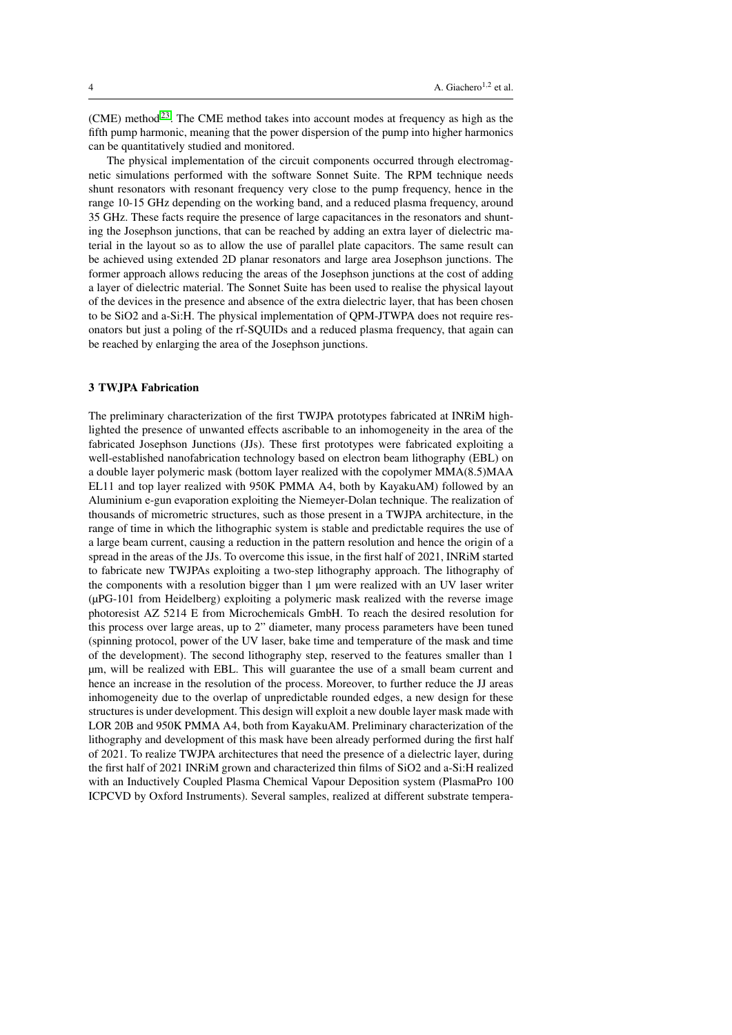(CME) method[23]. The CME method takes into account modes at frequency as high as the fifth pump harmonic, meaning that the power dispersion of the pump into higher harmonics can be quantitatively studied and monitored.

The physical implementation of the circuit components occurred through electromagnetic simulations performed with the software Sonnet Suite. The RPM technique needs shunt resonators with resonant frequency very close to the pump frequency, hence in the range 10-15 GHz depending on the working band, and a reduced plasma frequency, around 35 GHz. These facts require the presence of large capacitances in the resonators and shunting the Josephson junctions, that can be reached by adding an extra layer of dielectric material in the layout so as to allow the use of parallel plate capacitors. The same result can be achieved using extended 2D planar resonators and large area Josephson junctions. The former approach allows reducing the areas of the Josephson junctions at the cost of adding a layer of dielectric material. The Sonnet Suite has been used to realise the physical layout of the devices in the presence and absence of the extra dielectric layer, that has been chosen to be $SiO_2$ and a-Si:H. The physical implementation of QPM-JTWPA does not require resonators but just a poling of the rf-SQUIDs and a reduced plasma frequency, that again can be reached by enlarging the area of the Josephson junctions.

## 3 TWJPA Fabrication

The preliminary characterization of the first TWJPA prototypes fabricated at INRiM highlighted the presence of unwanted effects ascribable to an inhomogeneity in the area of the fabricated Josephson Junctions (JJs). These first prototypes were fabricated exploiting a well-established nanofabrication technology based on electron beam lithography (EBL) on a double layer polymeric mask (bottom layer realized with the copolymer MMA(8.5)MAA EL11 and top layer realized with 950K PMMA A4, both by KayakuAM) followed by an Aluminium e-gun evaporation exploiting the Niemeyer-Dolan technique. The realization of thousands of micrometric structures, such as those present in a TWJPA architecture, in the range of time in which the lithographic system is stable and predictable requires the use of a large beam current, causing a reduction in the pattern resolution and hence the origin of a spread in the areas of the JJs. To overcome this issue, in the first half of 2021, INRiM started to fabricate new TWJPAs exploiting a two-step lithography approach. The lithography of the components with a resolution bigger than 1 μm were realized with an UV laser writer (μPG-101 from Heidelberg) exploiting a polymeric mask realized with the reverse image photoresist AZ 5214 E from Microchemicals GmbH. To reach the desired resolution for this process over large areas, up to 2" diameter, many process parameters have been tuned (spinning protocol, power of the UV laser, bake time and temperature of the mask and time of the development). The second lithography step, reserved to the features smaller than 1 μm, will be realized with EBL. This will guarantee the use of a small beam current and hence an increase in the resolution of the process. Moreover, to further reduce the JJ areas inhomogeneity due to the overlap of unpredictable rounded edges, a new design for these structures is under development. This design will exploit a new double layer mask made with LOR 20B and 950K PMMA A4, both from KayakuAM. Preliminary characterization of the lithography and development of this mask have been already performed during the first half of 2021. To realize TWJPA architectures that need the presence of a dielectric layer, during the first half of 2021 INRiM grown and characterized thin films of $SiO_2$ and a-Si:H realized with an Inductively Coupled Plasma Chemical Vapour Deposition system (PlasmaPro 100 ICPCVD by Oxford Instruments). Several samples, realized at different substrate tempera-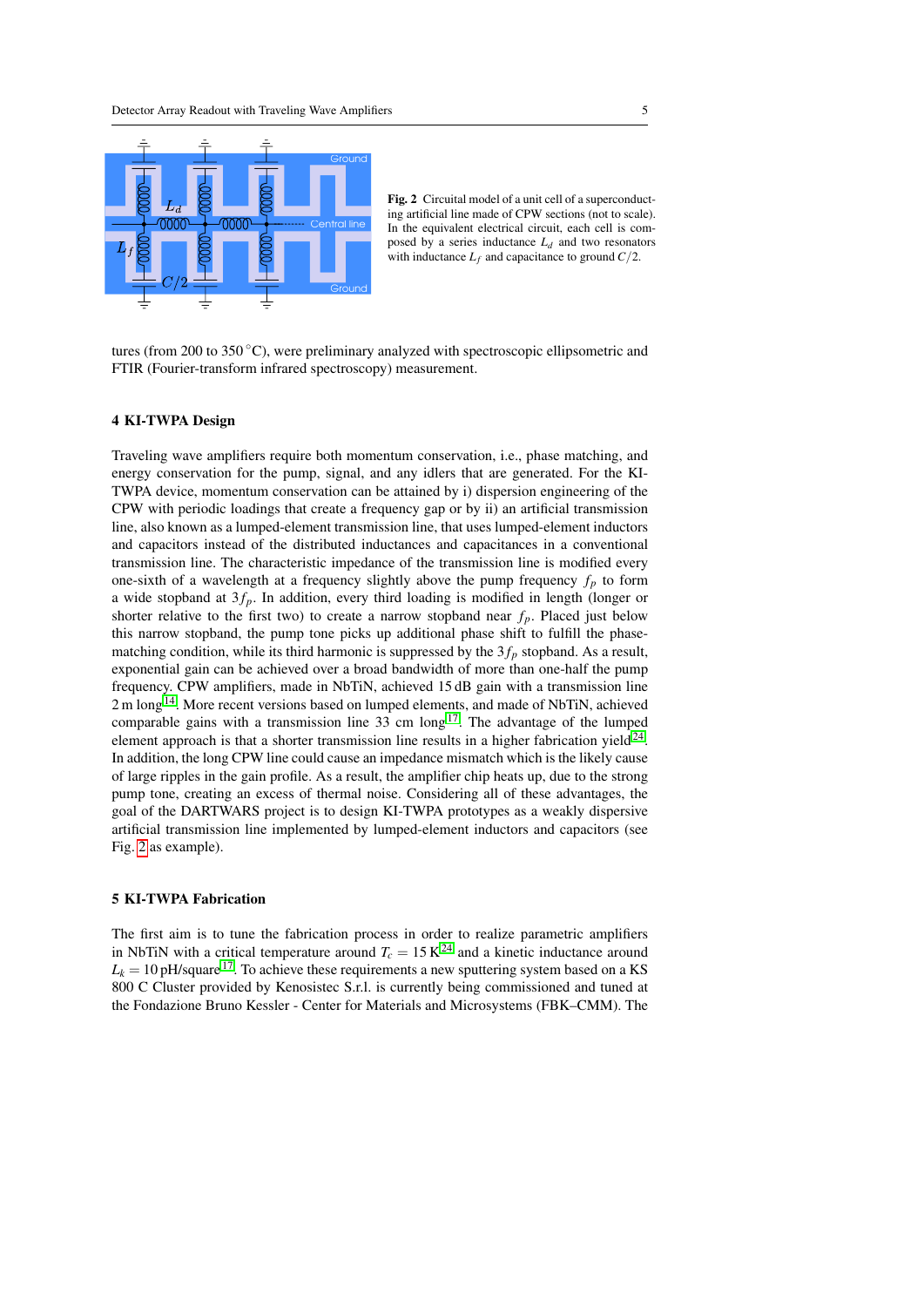**Fig. 2** Circuital model of a unit cell of a superconducting artificial line made of CPW sections (not to scale). In the equivalent electrical circuit, each cell is composed by a series inductance $L_d$ and two resonators with inductance $L_f$ and capacitance to ground $C/2$.

tures (from 200 to 350 °C), were preliminary analyzed with spectroscopic ellipsometric and FTIR (Fourier-transform infrared spectroscopy) measurement.

## 4 KI-TWPA Design

Traveling wave amplifiers require both momentum conservation, i.e., phase matching, and energy conservation for the pump, signal, and any idlers that are generated. For the KI-TWPA device, momentum conservation can be attained by i) dispersion engineering of the CPW with periodic loadings that create a frequency gap or by ii) an artificial transmission line, also known as a lumped-element transmission line, that uses lumped-element inductors and capacitors instead of the distributed inductances and capacitances in a conventional transmission line. The characteristic impedance of the transmission line is modified every one-sixth of a wavelength at a frequency slightly above the pump frequency $f_p$ to form a wide stopband at $3f_p$. In addition, every third loading is modified in length (longer or shorter relative to the first two) to create a narrow stopband near $f_p$. Placed just below this narrow stopband, the pump tone picks up additional phase shift to fulfill the phase-matching condition, while its third harmonic is suppressed by the $3f_p$ stopband. As a result, exponential gain can be achieved over a broad bandwidth of more than one-half the pump frequency. CPW amplifiers, made in NbTiN, achieved 15 dB gain with a transmission line 2 m long[14]. More recent versions based on lumped elements, and made of NbTiN, achieved comparable gains with a transmission line 33 cm long[17]. The advantage of the lumped element approach is that a shorter transmission line results in a higher fabrication yield[24]. In addition, the long CPW line could cause an impedance mismatch which is the likely cause of large ripples in the gain profile. As a result, the amplifier chip heats up, due to the strong pump tone, creating an excess of thermal noise. Considering all of these advantages, the goal of the DARTWARS project is to design KI-TWPA prototypes as a weakly dispersive artificial transmission line implemented by lumped-element inductors and capacitors (see Fig. 2 as example).

## 5 KI-TWPA Fabrication

The first aim is to tune the fabrication process in order to realize parametric amplifiers in NbTiN with a critical temperature around $T_c = 15$ K[24] and a kinetic inductance around $L_k = 10$ pH/square[17]. To achieve these requirements a new sputtering system based on a KS 800 C Cluster provided by Kenosistec S.r.l. is currently being commissioned and tuned at the Fondazione Bruno Kessler - Center for Materials and Microsystems (FBK–CMM). The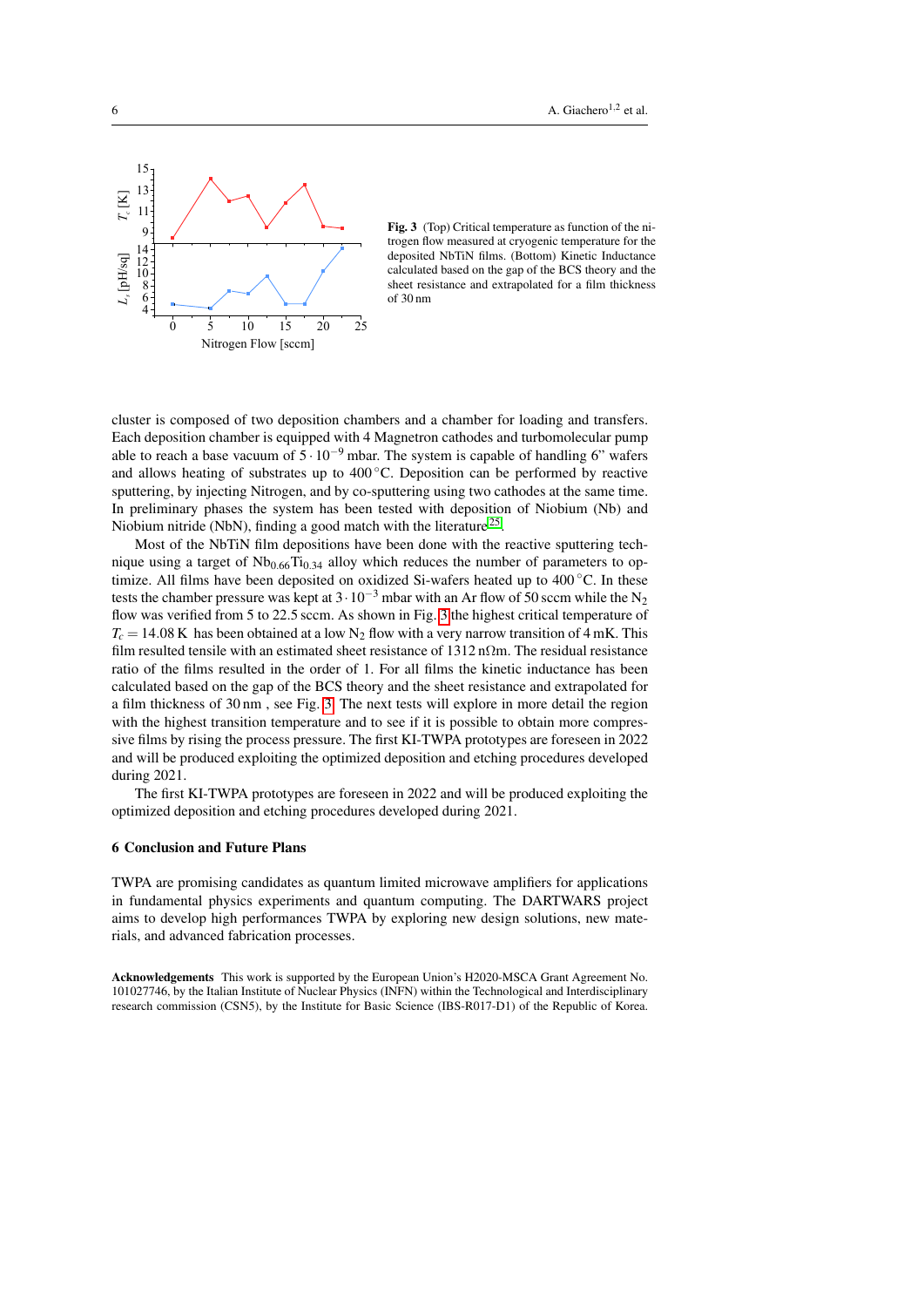Fig. 3 (Top) Critical temperature as function of the nitrogen flow measured at cryogenic temperature for the deposited NbTiN films. (Bottom) Kinetic Inductance calculated based on the gap of the BCS theory and the sheet resistance and extrapolated for a film thickness of 30 nm

cluster is composed of two deposition chambers and a chamber for loading and transfers. Each deposition chamber is equipped with 4 Magnetron cathodes and turbomolecular pump able to reach a base vacuum of $5 \cdot 10^{-9}$ mbar. The system is capable of handling 6" wafers and allows heating of substrates up to 400 °C. Deposition can be performed by reactive sputtering, by injecting Nitrogen, and by co-sputtering using two cathodes at the same time. In preliminary phases the system has been tested with deposition of Niobium (Nb) and Niobium nitride (NbN), finding a good match with the literature[25].

Most of the NbTiN film depositions have been done with the reactive sputtering technique using a target of $Nb_{0.66}Ti_{0.34}$ alloy which reduces the number of parameters to optimize. All films have been deposited on oxidized Si-wafers heated up to 400 °C. In these tests the chamber pressure was kept at $3 \cdot 10^{-3}$ mbar with an Ar flow of 50 sccm while the $N_2$ flow was verified from 5 to 22.5 sccm. As shown in Fig. 3 the highest critical temperature of $T_c = 14.08$ K has been obtained at a low $N_2$ flow with a very narrow transition of 4 mK. This film resulted tensile with an estimated sheet resistance of 1312 nΩm. The residual resistance ratio of the films resulted in the order of 1. For all films the kinetic inductance has been calculated based on the gap of the BCS theory and the sheet resistance and extrapolated for a film thickness of 30 nm , see Fig. 3. The next tests will explore in more detail the region with the highest transition temperature and to see if it is possible to obtain more compressive films by rising the process pressure. The first KI-TWPA prototypes are foreseen in 2022 and will be produced exploiting the optimized deposition and etching procedures developed during 2021.

The first KI-TWPA prototypes are foreseen in 2022 and will be produced exploiting the optimized deposition and etching procedures developed during 2021.

## 6 Conclusion and Future Plans

TWPA are promising candidates as quantum limited microwave amplifiers for applications in fundamental physics experiments and quantum computing. The DARTWARS project aims to develop high performances TWPA by exploring new design solutions, new materials, and advanced fabrication processes.

**Acknowledgements** This work is supported by the European Union's H2020-MSCA Grant Agreement No. 101027746, by the Italian Institute of Nuclear Physics (INFN) within the Technological and Interdisciplinary research commission (CSN5), by the Institute for Basic Science (IBS-R017-D1) of the Republic of Korea.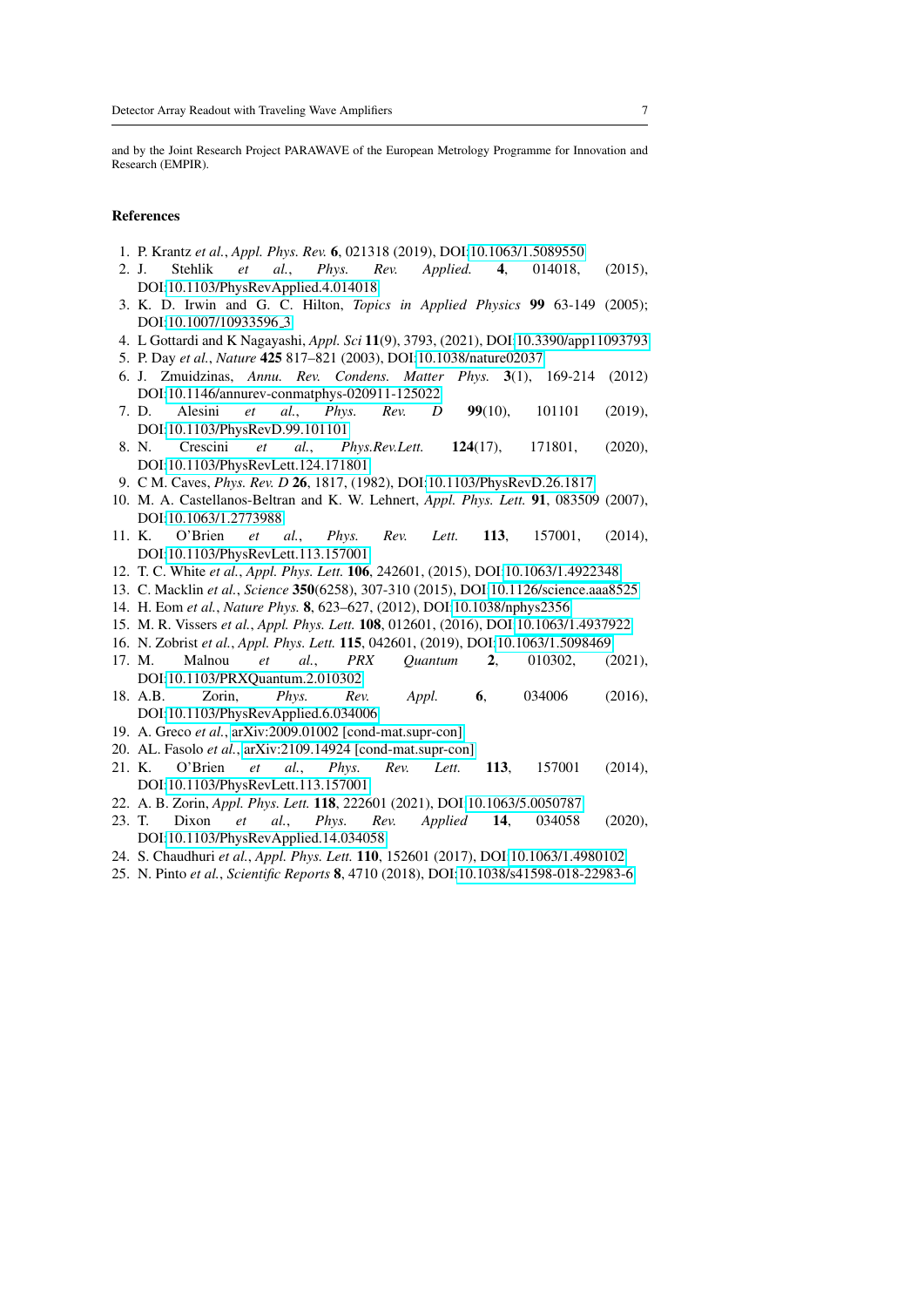and by the Joint Research Project PARAWAVE of the European Metrology Programme for Innovation and Research (EMPIR).

## References

1. P. Krantz *et al.*, *Appl. Phys. Rev.* **6**, 021318 (2019), DOI:10.1063/1.5089550
2. J. Stehlik *et al.*, *Phys. Rev. Applied.* **4**, 014018, (2015), DOI:10.1103/PhysRevApplied.4.014018
3. K. D. Irwin and G. C. Hilton, *Topics in Applied Physics* **99** 63-149 (2005); DOI:10.1007/10933596_3
4. L Gottardi and K Nagayashi, *Appl. Sci* **11**(9), 3793, (2021), DOI:10.3390/app11093793
5. P. Day *et al.*, *Nature* **425** 817–821 (2003), DOI:10.1038/nature02037
6. J. Zmuidzinas, *Annu. Rev. Condens. Matter Phys.* **3**(1), 169-214 (2012) DOI:10.1146/annurev-conmatphys-020911-125022
7. D. Alesini *et al.*, *Phys. Rev. D* **99**(10), 101101 (2019), DOI:10.1103/PhysRevD.99.101101
8. N. Crescini *et al.*, *Phys.Rev.Lett.* **124**(17), 171801, (2020), DOI:10.1103/PhysRevLett.124.171801
9. C M. Caves, *Phys. Rev. D* **26**, 1817, (1982), DOI:10.1103/PhysRevD.26.1817
10. M. A. Castellanos-Beltran and K. W. Lehnert, *Appl. Phys. Lett.* **91**, 083509 (2007), DOI:10.1063/1.2773988
11. K. O'Brien *et al.*, *Phys. Rev. Lett.* **113**, 157001, (2014), DOI:10.1103/PhysRevLett.113.157001
12. T. C. White *et al.*, *Appl. Phys. Lett.* **106**, 242601, (2015), DOI:10.1063/1.4922348
13. C. Macklin *et al.*, *Science* **350**(6258), 307-310 (2015), DOI 10.1126/science.aaa8525
14. H. Eom *et al.*, *Nature Phys.* **8**, 623–627, (2012), DOI 10.1038/nphys2356
15. M. R. Vissers *et al.*, *Appl. Phys. Lett.* **108**, 012601, (2016), DOI 10.1063/1.4937922
16. N. Zobrist *et al.*, *Appl. Phys. Lett.* **115**, 042601, (2019), DOI:10.1063/1.5098469
17. M. Malnou *et al.*, *PRX Quantum* **2**, 010302, (2021), DOI:10.1103/PRXQuantum.2.010302
18. A.B. Zorin, *Phys. Rev. Appl.* **6**, 034006 (2016), DOI:10.1103/PhysRevApplied.6.034006
19. A. Greco *et al.*, arXiv:2009.01002 [cond-mat.supr-con]
20. AL. Fasolo *et al.*, arXiv:2109.14924 [cond-mat.supr-con]
21. K. O'Brien *et al.*, *Phys. Rev. Lett.* **113**, 157001 (2014), DOI:10.1103/PhysRevLett.113.157001
22. A. B. Zorin, *Appl. Phys. Lett.* **118**, 222601 (2021), DOI 10.1063/5.0050787
23. T. Dixon *et al.*, *Phys. Rev. Applied* **14**, 034058 (2020), DOI:10.1103/PhysRevApplied.14.034058
24. S. Chaudhuri *et al.*, *Appl. Phys. Lett.* **110**, 152601 (2017), DOI:10.1063/1.4980102
25. N. Pinto *et al.*, *Scientific Reports* **8**, 4710 (2018), DOI:10.1038/s41598-018-22983-6